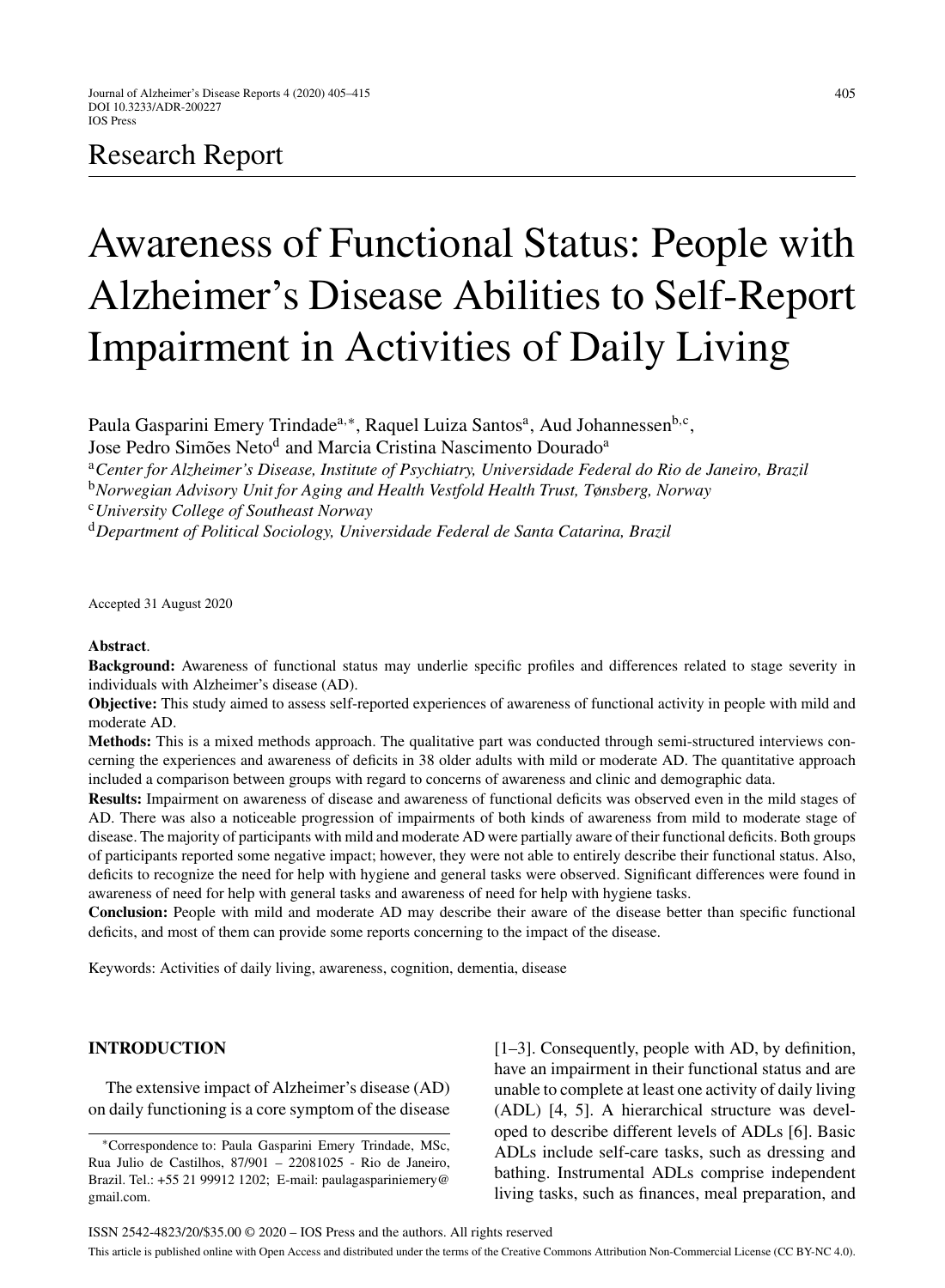Research Report

# Awareness of Functional Status: People with Alzheimer's Disease Abilities to Self-Report Impairment in Activities of Daily Living

Paula Gasparini Emery Trindade[a,*], Raquel Luiza Santos[a], Aud Johannessen[b,c], Jose Pedro Simões Neto[d] and Marcia Cristina Nascimento Dourado[a]

[a] *Center for Alzheimer's Disease, Institute of Psychiatry, Universidade Federal do Rio de Janeiro, Brazil*
[b] *Norwegian Advisory Unit for Aging and Health Vestfold Health Trust, Tønsberg, Norway*
[c] *University College of Southeast Norway*
[d] *Department of Political Sociology, Universidade Federal de Santa Catarina, Brazil*

Accepted 31 August 2020

**Abstract**.

**Background:** Awareness of functional status may underlie specific profiles and differences related to stage severity in individuals with Alzheimer's disease (AD).

**Objective:** This study aimed to assess self-reported experiences of awareness of functional activity in people with mild and moderate AD.

**Methods:** This is a mixed methods approach. The qualitative part was conducted through semi-structured interviews concerning the experiences and awareness of deficits in 38 older adults with mild or moderate AD. The quantitative approach included a comparison between groups with regard to concerns of awareness and clinic and demographic data.

**Results:** Impairment on awareness of disease and awareness of functional deficits was observed even in the mild stages of AD. There was also a noticeable progression of impairments of both kinds of awareness from mild to moderate stage of disease. The majority of participants with mild and moderate AD were partially aware of their functional deficits. Both groups of participants reported some negative impact; however, they were not able to entirely describe their functional status. Also, deficits to recognize the need for help with hygiene and general tasks were observed. Significant differences were found in awareness of need for help with general tasks and awareness of need for help with hygiene tasks.

**Conclusion:** People with mild and moderate AD may describe their aware of the disease better than specific functional deficits, and most of them can provide some reports concerning to the impact of the disease.

Keywords: Activities of daily living, awareness, cognition, dementia, disease

## INTRODUCTION

The extensive impact of Alzheimer's disease (AD) on daily functioning is a core symptom of the disease [1–3]. Consequently, people with AD, by definition, have an impairment in their functional status and are unable to complete at least one activity of daily living (ADL) [4, 5]. A hierarchical structure was developed to describe different levels of ADLs [6]. Basic ADLs include self-care tasks, such as dressing and bathing. Instrumental ADLs comprise independent living tasks, such as finances, meal preparation, and

*Correspondence to: Paula Gasparini Emery Trindade, MSc, Rua Julio de Castilhos, 87/901 – 22081025 - Rio de Janeiro, Brazil. Tel.: +55 21 99912 1202; E-mail: paulagaspariniemery@gmail.com.

ISSN 2542-4823/20/$35.00 © 2020 – IOS Press and the authors. All rights reserved

This article is published online with Open Access and distributed under the terms of the Creative Commons Attribution Non-Commercial License (CC BY-NC 4.0).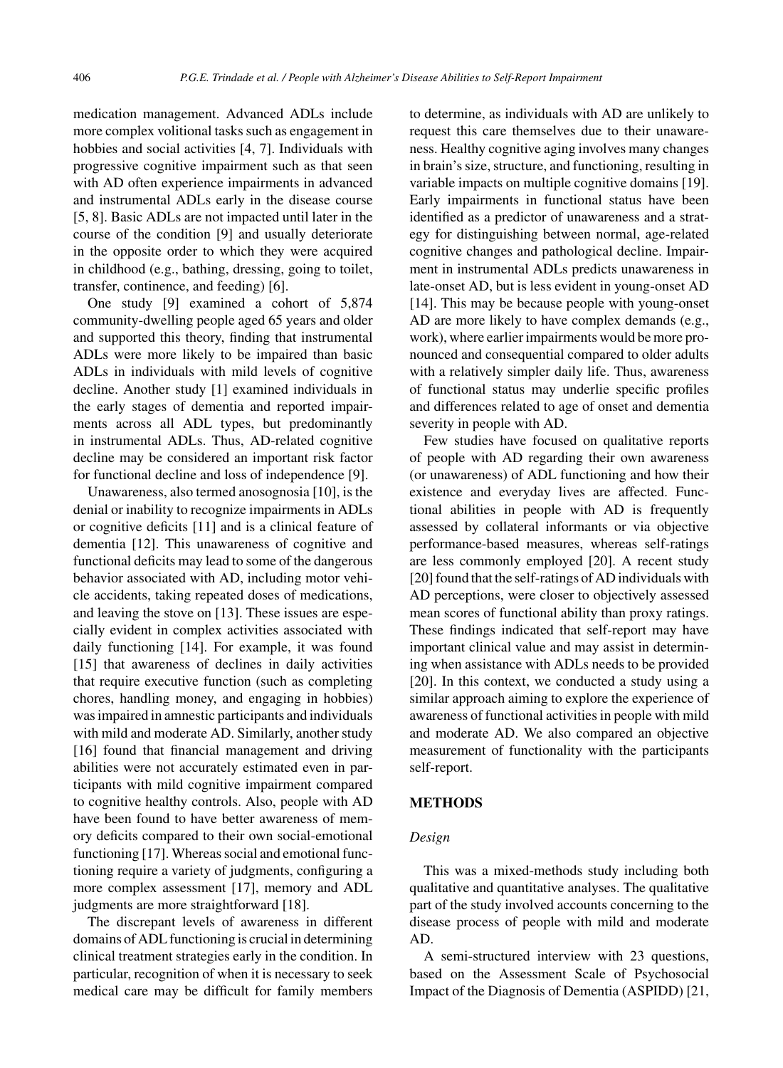medication management. Advanced ADLs include more complex volitional tasks such as engagement in hobbies and social activities [4, 7]. Individuals with progressive cognitive impairment such as that seen with AD often experience impairments in advanced and instrumental ADLs early in the disease course [5, 8]. Basic ADLs are not impacted until later in the course of the condition [9] and usually deteriorate in the opposite order to which they were acquired in childhood (e.g., bathing, dressing, going to toilet, transfer, continence, and feeding) [6].

One study [9] examined a cohort of 5,874 community-dwelling people aged 65 years and older and supported this theory, finding that instrumental ADLs were more likely to be impaired than basic ADLs in individuals with mild levels of cognitive decline. Another study [1] examined individuals in the early stages of dementia and reported impairments across all ADL types, but predominantly in instrumental ADLs. Thus, AD-related cognitive decline may be considered an important risk factor for functional decline and loss of independence [9].

Unawareness, also termed anosognosia [10], is the denial or inability to recognize impairments in ADLs or cognitive deficits [11] and is a clinical feature of dementia [12]. This unawareness of cognitive and functional deficits may lead to some of the dangerous behavior associated with AD, including motor vehicle accidents, taking repeated doses of medications, and leaving the stove on [13]. These issues are especially evident in complex activities associated with daily functioning [14]. For example, it was found [15] that awareness of declines in daily activities that require executive function (such as completing chores, handling money, and engaging in hobbies) was impaired in amnestic participants and individuals with mild and moderate AD. Similarly, another study [16] found that financial management and driving abilities were not accurately estimated even in participants with mild cognitive impairment compared to cognitive healthy controls. Also, people with AD have been found to have better awareness of memory deficits compared to their own social-emotional functioning [17]. Whereas social and emotional functioning require a variety of judgments, configuring a more complex assessment [17], memory and ADL judgments are more straightforward [18].

The discrepant levels of awareness in different domains of ADL functioning is crucial in determining clinical treatment strategies early in the condition. In particular, recognition of when it is necessary to seek medical care may be difficult for family members to determine, as individuals with AD are unlikely to request this care themselves due to their unawareness. Healthy cognitive aging involves many changes in brain's size, structure, and functioning, resulting in variable impacts on multiple cognitive domains [19]. Early impairments in functional status have been identified as a predictor of unawareness and a strategy for distinguishing between normal, age-related cognitive changes and pathological decline. Impairment in instrumental ADLs predicts unawareness in late-onset AD, but is less evident in young-onset AD [14]. This may be because people with young-onset AD are more likely to have complex demands (e.g., work), where earlier impairments would be more pronounced and consequential compared to older adults with a relatively simpler daily life. Thus, awareness of functional status may underlie specific profiles and differences related to age of onset and dementia severity in people with AD.

Few studies have focused on qualitative reports of people with AD regarding their own awareness (or unawareness) of ADL functioning and how their existence and everyday lives are affected. Functional abilities in people with AD is frequently assessed by collateral informants or via objective performance-based measures, whereas self-ratings are less commonly employed [20]. A recent study [20] found that the self-ratings of AD individuals with AD perceptions, were closer to objectively assessed mean scores of functional ability than proxy ratings. These findings indicated that self-report may have important clinical value and may assist in determining when assistance with ADLs needs to be provided [20]. In this context, we conducted a study using a similar approach aiming to explore the experience of awareness of functional activities in people with mild and moderate AD. We also compared an objective measurement of functionality with the participants self-report.

## METHODS

### *Design*

This was a mixed-methods study including both qualitative and quantitative analyses. The qualitative part of the study involved accounts concerning to the disease process of people with mild and moderate AD.

A semi-structured interview with 23 questions, based on the Assessment Scale of Psychosocial Impact of the Diagnosis of Dementia (ASPIDD) [21,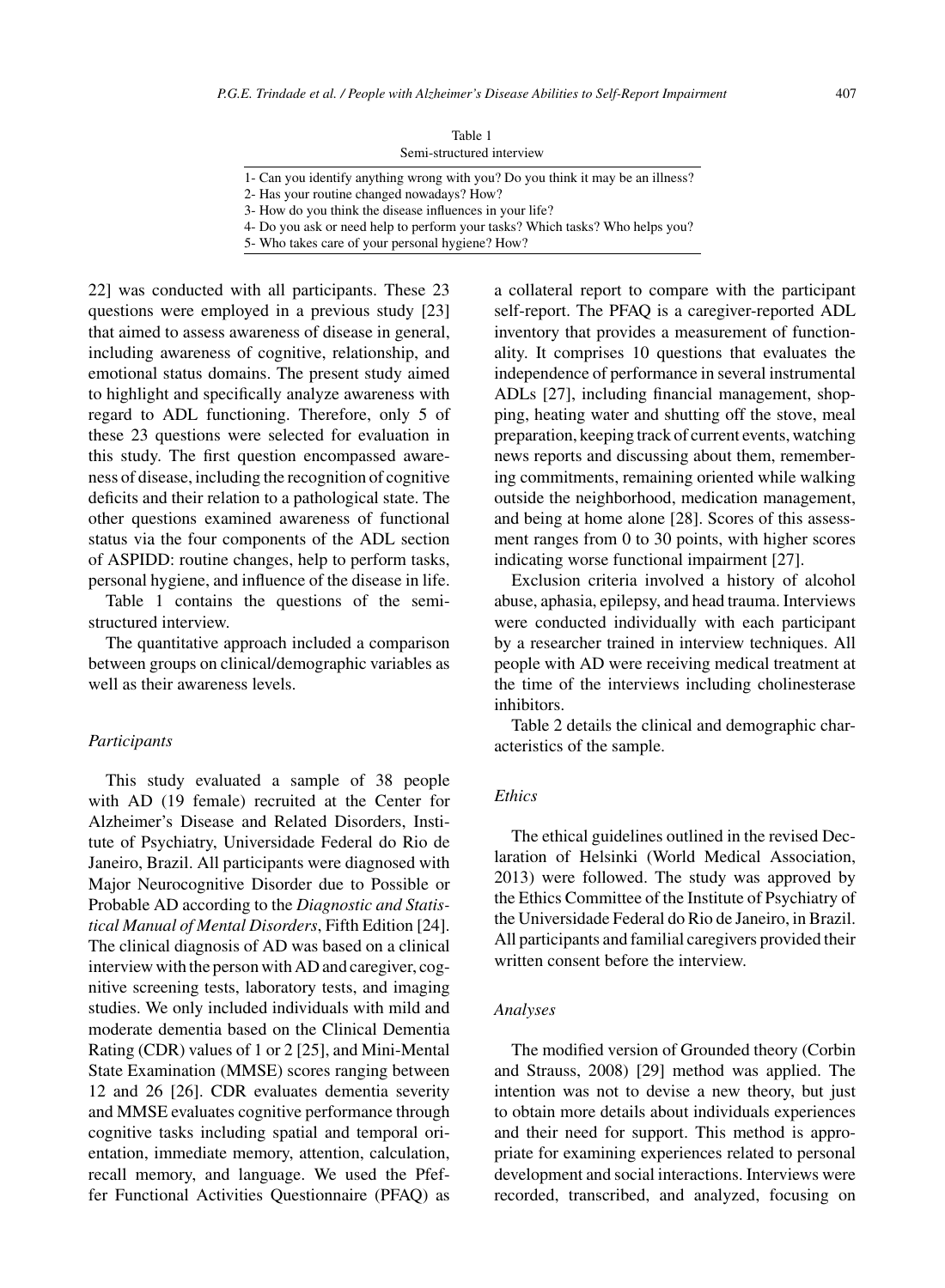Table 1
Semi-structured interview

| |
|---|
| 1- Can you identify anything wrong with you? Do you think it may be an illness? |
| 2- Has your routine changed nowadays? How? |
| 3- How do you think the disease influences in your life? |
| 4- Do you ask or need help to perform your tasks? Which tasks? Who helps you? |
| 5- Who takes care of your personal hygiene? How? |

22] was conducted with all participants. These 23 questions were employed in a previous study [23] that aimed to assess awareness of disease in general, including awareness of cognitive, relationship, and emotional status domains. The present study aimed to highlight and specifically analyze awareness with regard to ADL functioning. Therefore, only 5 of these 23 questions were selected for evaluation in this study. The first question encompassed awareness of disease, including the recognition of cognitive deficits and their relation to a pathological state. The other questions examined awareness of functional status via the four components of the ADL section of ASPIDD: routine changes, help to perform tasks, personal hygiene, and influence of the disease in life.

Table 1 contains the questions of the semi-structured interview.

The quantitative approach included a comparison between groups on clinical/demographic variables as well as their awareness levels.

### *Participants*

This study evaluated a sample of 38 people with AD (19 female) recruited at the Center for Alzheimer's Disease and Related Disorders, Institute of Psychiatry, Universidade Federal do Rio de Janeiro, Brazil. All participants were diagnosed with Major Neurocognitive Disorder due to Possible or Probable AD according to the *Diagnostic and Statistical Manual of Mental Disorders*, Fifth Edition [24]. The clinical diagnosis of AD was based on a clinical interview with the person with AD and caregiver, cognitive screening tests, laboratory tests, and imaging studies. We only included individuals with mild and moderate dementia based on the Clinical Dementia Rating (CDR) values of 1 or 2 [25], and Mini-Mental State Examination (MMSE) scores ranging between 12 and 26 [26]. CDR evaluates dementia severity and MMSE evaluates cognitive performance through cognitive tasks including spatial and temporal orientation, immediate memory, attention, calculation, recall memory, and language. We used the Pfeffer Functional Activities Questionnaire (PFAQ) as a collateral report to compare with the participant self-report. The PFAQ is a caregiver-reported ADL inventory that provides a measurement of functionality. It comprises 10 questions that evaluates the independence of performance in several instrumental ADLs [27], including financial management, shopping, heating water and shutting off the stove, meal preparation, keeping track of current events, watching news reports and discussing about them, remembering commitments, remaining oriented while walking outside the neighborhood, medication management, and being at home alone [28]. Scores of this assessment ranges from 0 to 30 points, with higher scores indicating worse functional impairment [27].

Exclusion criteria involved a history of alcohol abuse, aphasia, epilepsy, and head trauma. Interviews were conducted individually with each participant by a researcher trained in interview techniques. All people with AD were receiving medical treatment at the time of the interviews including cholinesterase inhibitors.

Table 2 details the clinical and demographic characteristics of the sample.

### *Ethics*

The ethical guidelines outlined in the revised Declaration of Helsinki (World Medical Association, 2013) were followed. The study was approved by the Ethics Committee of the Institute of Psychiatry of the Universidade Federal do Rio de Janeiro, in Brazil. All participants and familial caregivers provided their written consent before the interview.

### *Analyses*

The modified version of Grounded theory (Corbin and Strauss, 2008) [29] method was applied. The intention was not to devise a new theory, but just to obtain more details about individuals experiences and their need for support. This method is appropriate for examining experiences related to personal development and social interactions. Interviews were recorded, transcribed, and analyzed, focusing on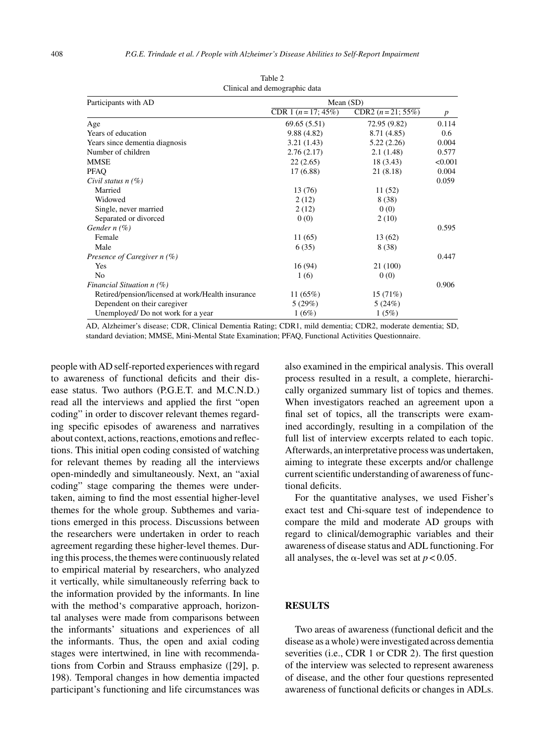Table 2
Clinical and demographic data

| Participants with AD | Mean (SD) | | |
|---|---|---|---|
| | CDR 1 ($n = 17$; 45%) | CDR2 ($n = 21$; 55%) | $p$ |
| Age | 69.65 (5.51) | 72.95 (9.82) | 0.114 |
| Years of education | 9.88 (4.82) | 8.71 (4.85) | 0.6 |
| Years since dementia diagnosis | 3.21 (1.43) | 5.22 (2.26) | 0.004 |
| Number of children | 2.76 (2.17) | 2.1 (1.48) | 0.577 |
| MMSE | 22 (2.65) | 18 (3.43) | <0.001 |
| PFAQ | 17 (6.88) | 21 (8.18) | 0.004 |
| *Civil status n (%)* | | | 0.059 |
| Married | 13 (76) | 11 (52) | |
| Widowed | 2 (12) | 8 (38) | |
| Single, never married | 2 (12) | 0 (0) | |
| Separated or divorced | 0 (0) | 2 (10) | |
| *Gender n (%)* | | | 0.595 |
| Female | 11 (65) | 13 (62) | |
| Male | 6 (35) | 8 (38) | |
| *Presence of Caregiver n (%)* | | | 0.447 |
| Yes | 16 (94) | 21 (100) | |
| No | 1 (6) | 0 (0) | |
| *Financial Situation n (%)* | | | 0.906 |
| Retired/pension/licensed at work/Health insurance | 11 (65%) | 15 (71%) | |
| Dependent on their caregiver | 5 (29%) | 5 (24%) | |
| Unemployed/ Do not work for a year | 1 (6%) | 1 (5%) | |

AD, Alzheimer's disease; CDR, Clinical Dementia Rating; CDR1, mild dementia; CDR2, moderate dementia; SD, standard deviation; MMSE, Mini-Mental State Examination; PFAQ, Functional Activities Questionnaire.

people with AD self-reported experiences with regard to awareness of functional deficits and their disease status. Two authors (P.G.E.T. and M.C.N.D.) read all the interviews and applied the first "open coding" in order to discover relevant themes regarding specific episodes of awareness and narratives about context, actions, reactions, emotions and reflections. This initial open coding consisted of watching for relevant themes by reading all the interviews open-mindedly and simultaneously. Next, an "axial coding" stage comparing the themes were undertaken, aiming to find the most essential higher-level themes for the whole group. Subthemes and variations emerged in this process. Discussions between the researchers were undertaken in order to reach agreement regarding these higher-level themes. During this process, the themes were continuously related to empirical material by researchers, who analyzed it vertically, while simultaneously referring back to the information provided by the informants. In line with the method's comparative approach, horizontal analyses were made from comparisons between the informants' situations and experiences of all the informants. Thus, the open and axial coding stages were intertwined, in line with recommendations from Corbin and Strauss emphasize ([29], p. 198). Temporal changes in how dementia impacted participant's functioning and life circumstances was also examined in the empirical analysis. This overall process resulted in a result, a complete, hierarchically organized summary list of topics and themes. When investigators reached an agreement upon a final set of topics, all the transcripts were examined accordingly, resulting in a compilation of the full list of interview excerpts related to each topic. Afterwards, an interpretative process was undertaken, aiming to integrate these excerpts and/or challenge current scientific understanding of awareness of functional deficits.

For the quantitative analyses, we used Fisher's exact test and Chi-square test of independence to compare the mild and moderate AD groups with regard to clinical/demographic variables and their awareness of disease status and ADL functioning. For all analyses, the $\alpha$-level was set at $p < 0.05$.

## RESULTS

Two areas of awareness (functional deficit and the disease as a whole) were investigated across dementia severities (i.e., CDR 1 or CDR 2). The first question of the interview was selected to represent awareness of disease, and the other four questions represented awareness of functional deficits or changes in ADLs.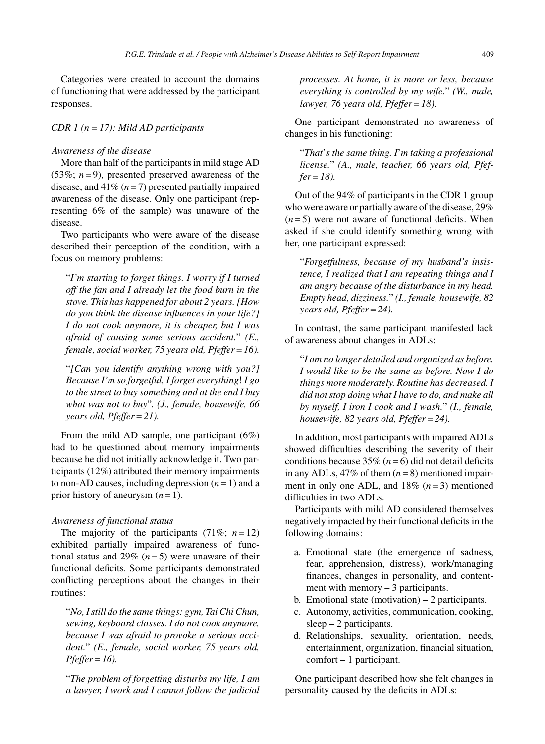Categories were created to account the domains of functioning that were addressed by the participant responses.

### *CDR 1 (n = 17): Mild AD participants*

#### *Awareness of the disease*

More than half of the participants in mild stage AD (53%; $n = 9$), presented preserved awareness of the disease, and 41% ($n = 7$) presented partially impaired awareness of the disease. Only one participant (representing 6% of the sample) was unaware of the disease.

Two participants who were aware of the disease described their perception of the condition, with a focus on memory problems:

> "*I'm starting to forget things. I worry if I turned off the fan and I already let the food burn in the stove. This has happened for about 2 years. [How do you think the disease influences in your life?] I do not cook anymore, it is cheaper, but I was afraid of causing some serious accident.*" *(E., female, social worker, 75 years old, Pfeffer = 16).*

> "*[Can you identify anything wrong with you?] Because I'm so forgetful, I forget everything! I go to the street to buy something and at the end I buy what was not to buy*". *(J., female, housewife, 66 years old, Pfeffer = 21).*

From the mild AD sample, one participant (6%) had to be questioned about memory impairments because he did not initially acknowledge it. Two participants (12%) attributed their memory impairments to non-AD causes, including depression ($n = 1$) and a prior history of aneurysm ($n = 1$).

#### *Awareness of functional status*

The majority of the participants (71%; $n = 12$) exhibited partially impaired awareness of functional status and 29% ($n = 5$) were unaware of their functional deficits. Some participants demonstrated conflicting perceptions about the changes in their routines:

> "*No, I still do the same things: gym, Tai Chi Chun, sewing, keyboard classes. I do not cook anymore, because I was afraid to provoke a serious accident.*" *(E., female, social worker, 75 years old, Pfeffer = 16).*

> "*The problem of forgetting disturbs my life, I am a lawyer, I work and I cannot follow the judicial processes. At home, it is more or less, because everything is controlled by my wife.*" *(W., male, lawyer, 76 years old, Pfeffer = 18).*

One participant demonstrated no awareness of changes in his functioning:

> "*That's the same thing. I'm taking a professional license.*" *(A., male, teacher, 66 years old, Pfeffer = 18).*

Out of the 94% of participants in the CDR 1 group who were aware or partially aware of the disease, 29% ($n = 5$) were not aware of functional deficits. When asked if she could identify something wrong with her, one participant expressed:

> "*Forgetfulness, because of my husband's insistence, I realized that I am repeating things and I am angry because of the disturbance in my head. Empty head, dizziness.*" *(I., female, housewife, 82 years old, Pfeffer = 24).*

In contrast, the same participant manifested lack of awareness about changes in ADLs:

> "*I am no longer detailed and organized as before. I would like to be the same as before. Now I do things more moderately. Routine has decreased. I did not stop doing what I have to do, and make all by myself, I iron I cook and I wash.*" *(I., female, housewife, 82 years old, Pfeffer = 24).*

In addition, most participants with impaired ADLs showed difficulties describing the severity of their conditions because 35% ($n = 6$) did not detail deficits in any ADLs, 47% of them ($n = 8$) mentioned impairment in only one ADL, and 18% ($n = 3$) mentioned difficulties in two ADLs.

Participants with mild AD considered themselves negatively impacted by their functional deficits in the following domains:

a. Emotional state (the emergence of sadness, fear, apprehension, distress), work/managing finances, changes in personality, and contentment with memory – 3 participants.
b. Emotional state (motivation) – 2 participants.
c. Autonomy, activities, communication, cooking, sleep – 2 participants.
d. Relationships, sexuality, orientation, needs, entertainment, organization, financial situation, comfort – 1 participant.

One participant described how she felt changes in personality caused by the deficits in ADLs: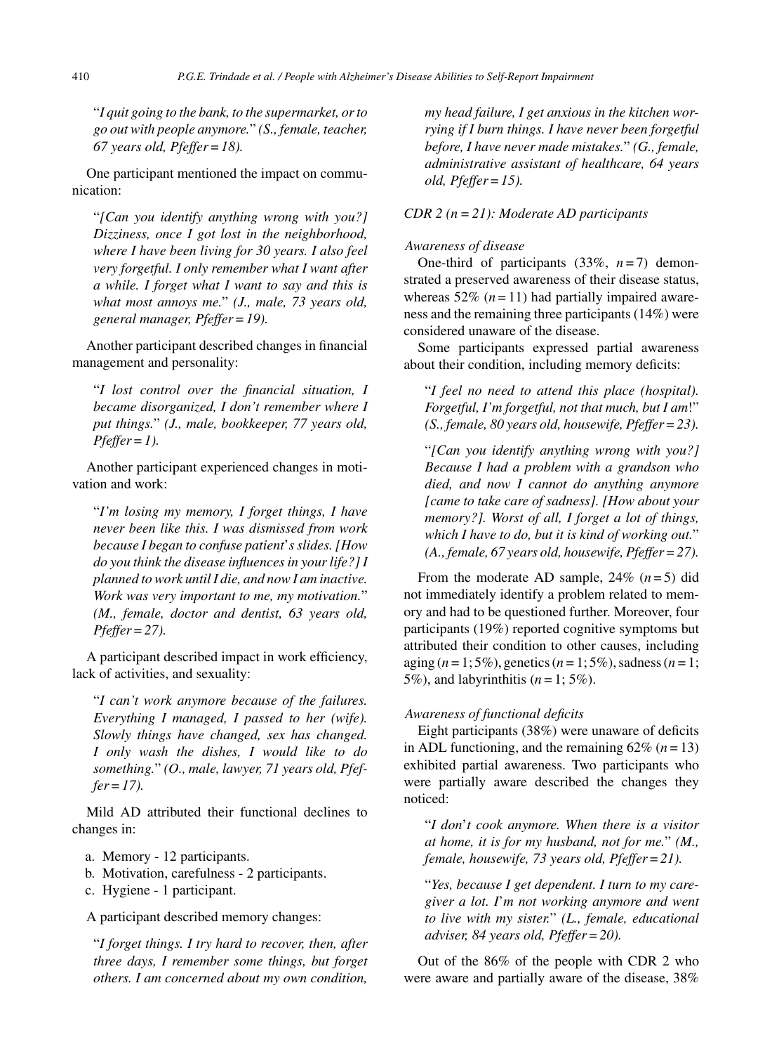"*I quit going to the bank, to the supermarket, or to go out with people anymore.*" *(S., female, teacher, 67 years old, Pfeffer = 18).*

One participant mentioned the impact on communication:

"*[Can you identify anything wrong with you?] Dizziness, once I got lost in the neighborhood, where I have been living for 30 years. I also feel very forgetful. I only remember what I want after a while. I forget what I want to say and this is what most annoys me.*" *(J., male, 73 years old, general manager, Pfeffer = 19).*

Another participant described changes in financial management and personality:

"*I lost control over the financial situation, I became disorganized, I don't remember where I put things.*" *(J., male, bookkeeper, 77 years old, Pfeffer = 1).*

Another participant experienced changes in motivation and work:

"*I'm losing my memory, I forget things, I have never been like this. I was dismissed from work because I began to confuse patient's slides. [How do you think the disease influences in your life?] I planned to work until I die, and now I am inactive. Work was very important to me, my motivation.*" *(M., female, doctor and dentist, 63 years old, Pfeffer = 27).*

A participant described impact in work efficiency, lack of activities, and sexuality:

"*I can't work anymore because of the failures. Everything I managed, I passed to her (wife). Slowly things have changed, sex has changed. I only wash the dishes, I would like to do something.*" *(O., male, lawyer, 71 years old, Pfeffer = 17).*

Mild AD attributed their functional declines to changes in:

a. Memory - 12 participants.
b. Motivation, carefulness - 2 participants.
c. Hygiene - 1 participant.

A participant described memory changes:

"*I forget things. I try hard to recover, then, after three days, I remember some things, but forget others. I am concerned about my own condition, my head failure, I get anxious in the kitchen worrying if I burn things. I have never been forgetful before, I have never made mistakes.*" *(G., female, administrative assistant of healthcare, 64 years old, Pfeffer = 15).*

### *CDR 2 (n = 21): Moderate AD participants*

#### *Awareness of disease*

One-third of participants (33%, $n = 7$) demonstrated a preserved awareness of their disease status, whereas 52% ($n = 11$) had partially impaired awareness and the remaining three participants (14%) were considered unaware of the disease.

Some participants expressed partial awareness about their condition, including memory deficits:

"*I feel no need to attend this place (hospital). Forgetful, I'm forgetful, not that much, but I am!*" *(S., female, 80 years old, housewife, Pfeffer = 23).*

"*[Can you identify anything wrong with you?] Because I had a problem with a grandson who died, and now I cannot do anything anymore [came to take care of sadness]. [How about your memory?]. Worst of all, I forget a lot of things, which I have to do, but it is kind of working out.*" *(A., female, 67 years old, housewife, Pfeffer = 27).*

From the moderate AD sample, 24% ($n = 5$) did not immediately identify a problem related to memory and had to be questioned further. Moreover, four participants (19%) reported cognitive symptoms but attributed their condition to other causes, including aging ($n = 1$; 5%), genetics ($n = 1$; 5%), sadness ($n = 1$; 5%), and labyrinthitis ($n = 1$; 5%).

#### *Awareness of functional deficits*

Eight participants (38%) were unaware of deficits in ADL functioning, and the remaining 62% ($n = 13$) exhibited partial awareness. Two participants who were partially aware described the changes they noticed:

"*I don't cook anymore. When there is a visitor at home, it is for my husband, not for me.*" *(M., female, housewife, 73 years old, Pfeffer = 21).*

"*Yes, because I get dependent. I turn to my caregiver a lot. I'm not working anymore and went to live with my sister.*" *(L., female, educational adviser, 84 years old, Pfeffer = 20).*

Out of the 86% of the people with CDR 2 who were aware and partially aware of the disease, 38%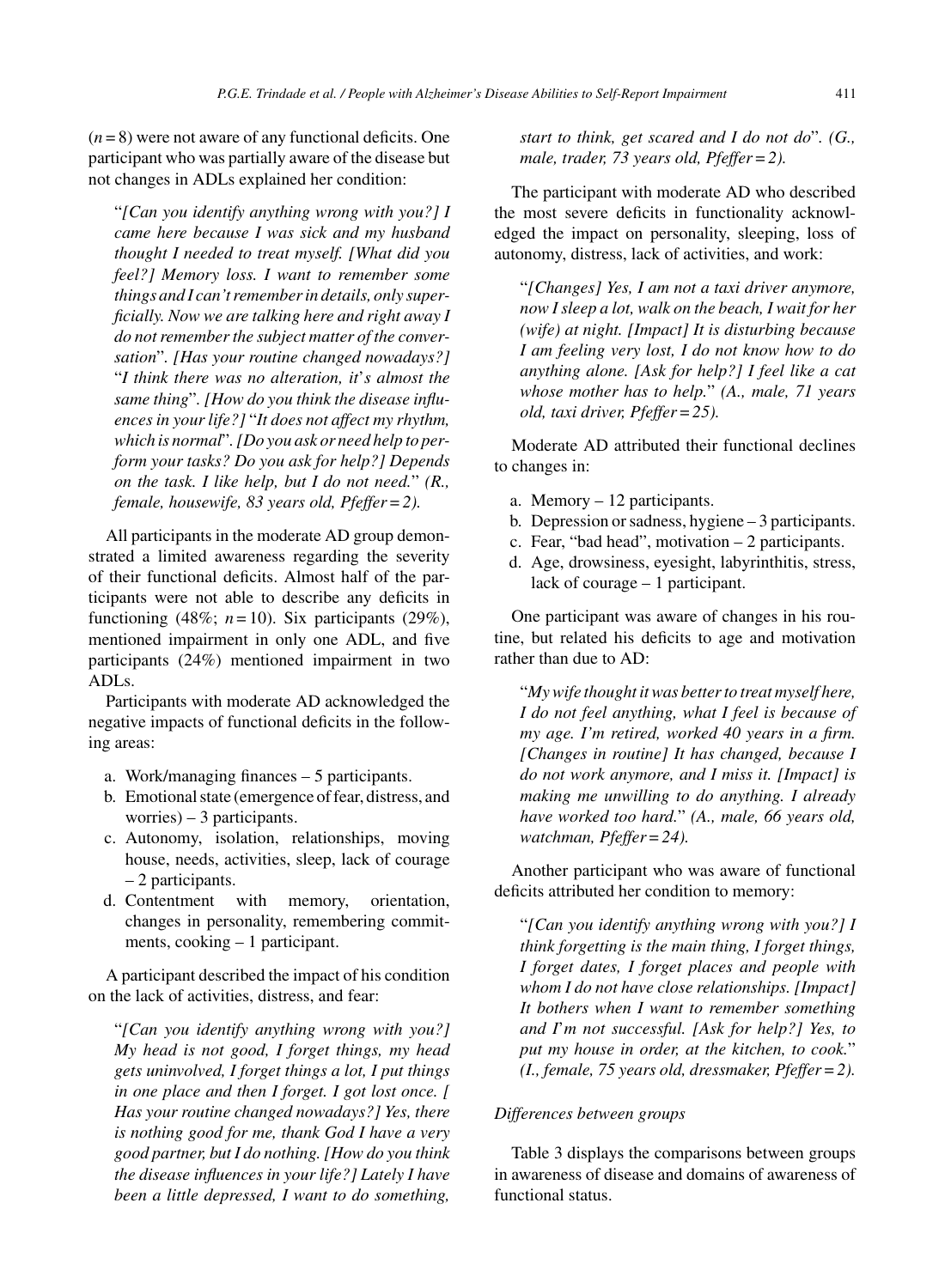($n = 8$) were not aware of any functional deficits. One participant who was partially aware of the disease but not changes in ADLs explained her condition:

> "*[Can you identify anything wrong with you?] I came here because I was sick and my husband thought I needed to treat myself. [What did you feel?] Memory loss. I want to remember some things and I can't remember in details, only superficially. Now we are talking here and right away I do not remember the subject matter of the conversation*". *[Has your routine changed nowadays?]* "*I think there was no alteration, it's almost the same thing*". *[How do you think the disease influences in your life?]* "*It does not affect my rhythm, which is normal*". *[Do you ask or need help to perform your tasks? Do you ask for help?] Depends on the task. I like help, but I do not need.*" *(R., female, housewife, 83 years old, Pfeffer = 2).*

All participants in the moderate AD group demonstrated a limited awareness regarding the severity of their functional deficits. Almost half of the participants were not able to describe any deficits in functioning (48%; $n = 10$). Six participants (29%), mentioned impairment in only one ADL, and five participants (24%) mentioned impairment in two ADLs.

Participants with moderate AD acknowledged the negative impacts of functional deficits in the following areas:

a. Work/managing finances – 5 participants.
b. Emotional state (emergence of fear, distress, and worries) – 3 participants.
c. Autonomy, isolation, relationships, moving house, needs, activities, sleep, lack of courage – 2 participants.
d. Contentment with memory, orientation, changes in personality, remembering commitments, cooking – 1 participant.

A participant described the impact of his condition on the lack of activities, distress, and fear:

> "*[Can you identify anything wrong with you?] My head is not good, I forget things, my head gets uninvolved, I forget things a lot, I put things in one place and then I forget. I got lost once. [ Has your routine changed nowadays?] Yes, there is nothing good for me, thank God I have a very good partner, but I do nothing. [How do you think the disease influences in your life?] Lately I have been a little depressed, I want to do something, start to think, get scared and I do not do*". *(G., male, trader, 73 years old, Pfeffer = 2).*

The participant with moderate AD who described the most severe deficits in functionality acknowledged the impact on personality, sleeping, loss of autonomy, distress, lack of activities, and work:

> "*[Changes] Yes, I am not a taxi driver anymore, now I sleep a lot, walk on the beach, I wait for her (wife) at night. [Impact] It is disturbing because I am feeling very lost, I do not know how to do anything alone. [Ask for help?] I feel like a cat whose mother has to help.*" *(A., male, 71 years old, taxi driver, Pfeffer = 25).*

Moderate AD attributed their functional declines to changes in:

a. Memory – 12 participants.
b. Depression or sadness, hygiene – 3 participants.
c. Fear, "bad head", motivation – 2 participants.
d. Age, drowsiness, eyesight, labyrinthitis, stress, lack of courage – 1 participant.

One participant was aware of changes in his routine, but related his deficits to age and motivation rather than due to AD:

> "*My wife thought it was better to treat myself here, I do not feel anything, what I feel is because of my age. I'm retired, worked 40 years in a firm. [Changes in routine] It has changed, because I do not work anymore, and I miss it. [Impact] is making me unwilling to do anything. I already have worked too hard.*" *(A., male, 66 years old, watchman, Pfeffer = 24).*

Another participant who was aware of functional deficits attributed her condition to memory:

> "*[Can you identify anything wrong with you?] I think forgetting is the main thing, I forget things, I forget dates, I forget places and people with whom I do not have close relationships. [Impact] It bothers when I want to remember something and I'm not successful. [Ask for help?] Yes, to put my house in order, at the kitchen, to cook.*" *(I., female, 75 years old, dressmaker, Pfeffer = 2).*

### *Differences between groups*

Table 3 displays the comparisons between groups in awareness of disease and domains of awareness of functional status.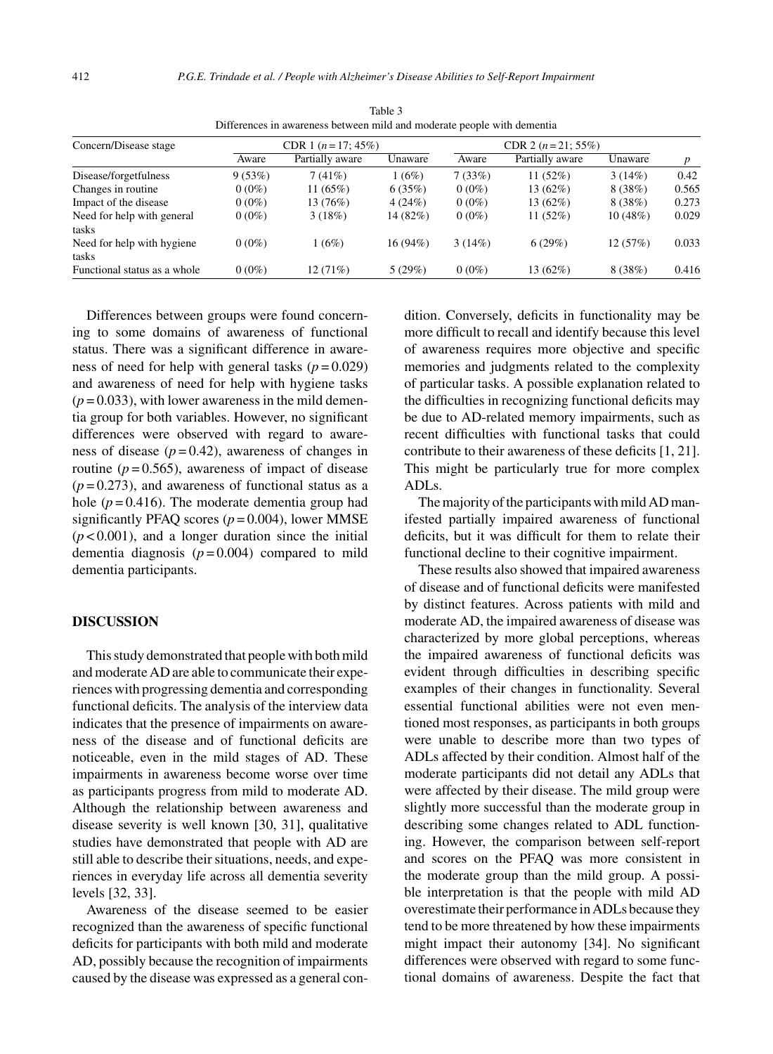Table 3
Differences in awareness between mild and moderate people with dementia

| Concern/Disease stage | CDR 1 ($n = 17$; 45%) | | | CDR 2 ($n = 21$; 55%) | | | $p$ |
|---|---|---|---|---|---|---|---|
| | Aware | Partially aware | Unaware | Aware | Partially aware | Unaware | |
| Disease/forgetfulness | 9 (53%) | 7 (41%) | 1 (6%) | 7 (33%) | 11 (52%) | 3 (14%) | 0.42 |
| Changes in routine | 0 (0%) | 11 (65%) | 6 (35%) | 0 (0%) | 13 (62%) | 8 (38%) | 0.565 |
| Impact of the disease | 0 (0%) | 13 (76%) | 4 (24%) | 0 (0%) | 13 (62%) | 8 (38%) | 0.273 |
| Need for help with general tasks | 0 (0%) | 3 (18%) | 14 (82%) | 0 (0%) | 11 (52%) | 10 (48%) | 0.029 |
| Need for help with hygiene tasks | 0 (0%) | 1 (6%) | 16 (94%) | 3 (14%) | 6 (29%) | 12 (57%) | 0.033 |
| Functional status as a whole | 0 (0%) | 12 (71%) | 5 (29%) | 0 (0%) | 13 (62%) | 8 (38%) | 0.416 |

Differences between groups were found concerning to some domains of awareness of functional status. There was a significant difference in awareness of need for help with general tasks ($p = 0.029$) and awareness of need for help with hygiene tasks ($p = 0.033$), with lower awareness in the mild dementia group for both variables. However, no significant differences were observed with regard to awareness of disease ($p = 0.42$), awareness of changes in routine ($p = 0.565$), awareness of impact of disease ($p = 0.273$), and awareness of functional status as a hole ($p = 0.416$). The moderate dementia group had significantly PFAQ scores ($p = 0.004$), lower MMSE ($p < 0.001$), and a longer duration since the initial dementia diagnosis ($p = 0.004$) compared to mild dementia participants.

## DISCUSSION

This study demonstrated that people with both mild and moderate AD are able to communicate their experiences with progressing dementia and corresponding functional deficits. The analysis of the interview data indicates that the presence of impairments on awareness of the disease and of functional deficits are noticeable, even in the mild stages of AD. These impairments in awareness become worse over time as participants progress from mild to moderate AD. Although the relationship between awareness and disease severity is well known [30, 31], qualitative studies have demonstrated that people with AD are still able to describe their situations, needs, and experiences in everyday life across all dementia severity levels [32, 33].

Awareness of the disease seemed to be easier recognized than the awareness of specific functional deficits for participants with both mild and moderate AD, possibly because the recognition of impairments caused by the disease was expressed as a general condition. Conversely, deficits in functionality may be more difficult to recall and identify because this level of awareness requires more objective and specific memories and judgments related to the complexity of particular tasks. A possible explanation related to the difficulties in recognizing functional deficits may be due to AD-related memory impairments, such as recent difficulties with functional tasks that could contribute to their awareness of these deficits [1, 21]. This might be particularly true for more complex ADLs.

The majority of the participants with mild AD manifested partially impaired awareness of functional deficits, but it was difficult for them to relate their functional decline to their cognitive impairment.

These results also showed that impaired awareness of disease and of functional deficits were manifested by distinct features. Across patients with mild and moderate AD, the impaired awareness of disease was characterized by more global perceptions, whereas the impaired awareness of functional deficits was evident through difficulties in describing specific examples of their changes in functionality. Several essential functional abilities were not even mentioned most responses, as participants in both groups were unable to describe more than two types of ADLs affected by their condition. Almost half of the moderate participants did not detail any ADLs that were affected by their disease. The mild group were slightly more successful than the moderate group in describing some changes related to ADL functioning. However, the comparison between self-report and scores on the PFAQ was more consistent in the moderate group than the mild group. A possible interpretation is that the people with mild AD overestimate their performance in ADLs because they tend to be more threatened by how these impairments might impact their autonomy [34]. No significant differences were observed with regard to some functional domains of awareness. Despite the fact that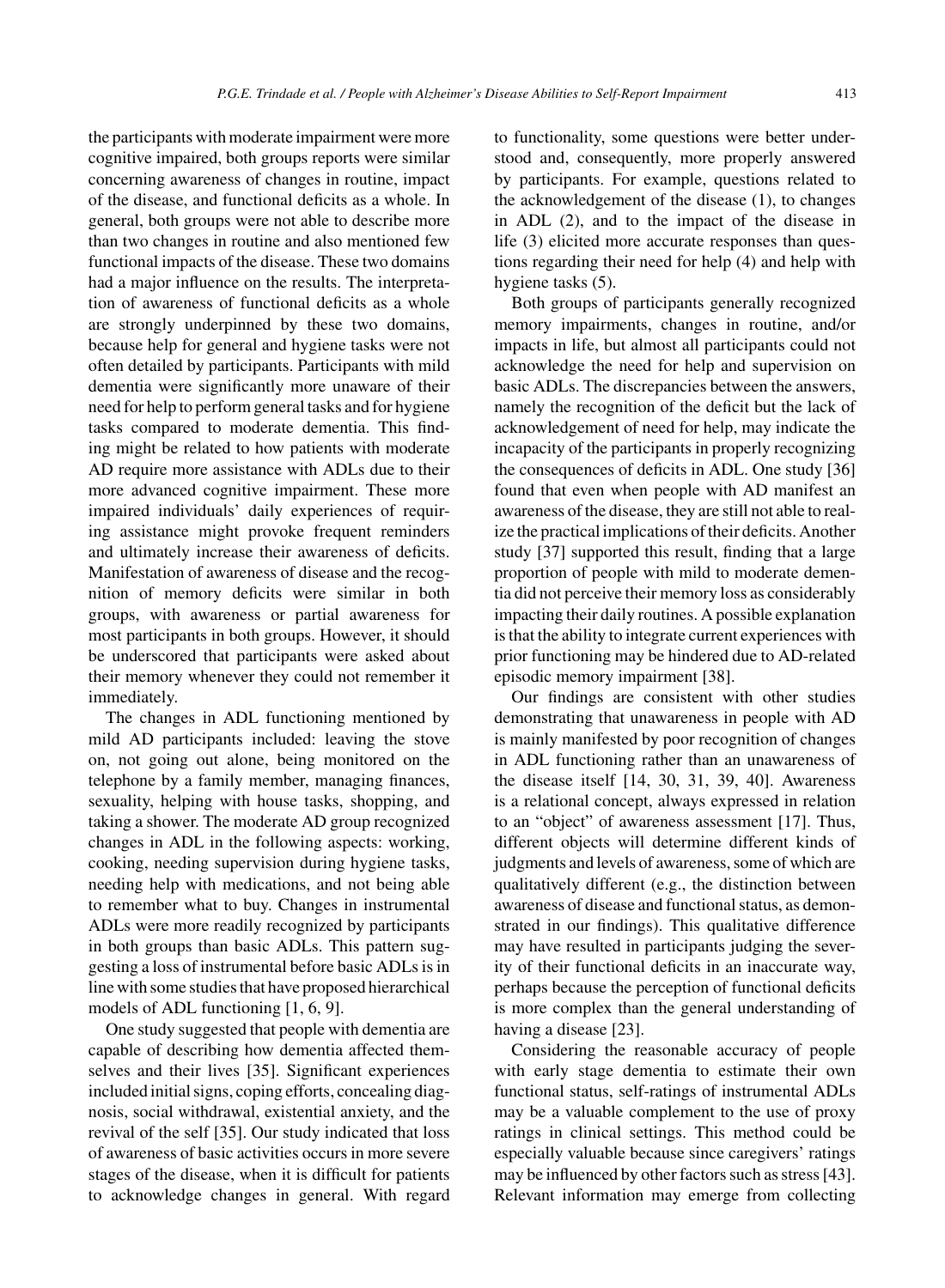the participants with moderate impairment were more cognitive impaired, both groups reports were similar concerning awareness of changes in routine, impact of the disease, and functional deficits as a whole. In general, both groups were not able to describe more than two changes in routine and also mentioned few functional impacts of the disease. These two domains had a major influence on the results. The interpretation of awareness of functional deficits as a whole are strongly underpinned by these two domains, because help for general and hygiene tasks were not often detailed by participants. Participants with mild dementia were significantly more unaware of their need for help to perform general tasks and for hygiene tasks compared to moderate dementia. This finding might be related to how patients with moderate AD require more assistance with ADLs due to their more advanced cognitive impairment. These more impaired individuals' daily experiences of requiring assistance might provoke frequent reminders and ultimately increase their awareness of deficits. Manifestation of awareness of disease and the recognition of memory deficits were similar in both groups, with awareness or partial awareness for most participants in both groups. However, it should be underscored that participants were asked about their memory whenever they could not remember it immediately.

The changes in ADL functioning mentioned by mild AD participants included: leaving the stove on, not going out alone, being monitored on the telephone by a family member, managing finances, sexuality, helping with house tasks, shopping, and taking a shower. The moderate AD group recognized changes in ADL in the following aspects: working, cooking, needing supervision during hygiene tasks, needing help with medications, and not being able to remember what to buy. Changes in instrumental ADLs were more readily recognized by participants in both groups than basic ADLs. This pattern suggesting a loss of instrumental before basic ADLs is in line with some studies that have proposed hierarchical models of ADL functioning [1, 6, 9].

One study suggested that people with dementia are capable of describing how dementia affected themselves and their lives [35]. Significant experiences included initial signs, coping efforts, concealing diagnosis, social withdrawal, existential anxiety, and the revival of the self [35]. Our study indicated that loss of awareness of basic activities occurs in more severe stages of the disease, when it is difficult for patients to acknowledge changes in general. With regard to functionality, some questions were better understood and, consequently, more properly answered by participants. For example, questions related to the acknowledgement of the disease (1), to changes in ADL (2), and to the impact of the disease in life (3) elicited more accurate responses than questions regarding their need for help (4) and help with hygiene tasks (5).

Both groups of participants generally recognized memory impairments, changes in routine, and/or impacts in life, but almost all participants could not acknowledge the need for help and supervision on basic ADLs. The discrepancies between the answers, namely the recognition of the deficit but the lack of acknowledgement of need for help, may indicate the incapacity of the participants in properly recognizing the consequences of deficits in ADL. One study [36] found that even when people with AD manifest an awareness of the disease, they are still not able to realize the practical implications of their deficits. Another study [37] supported this result, finding that a large proportion of people with mild to moderate dementia did not perceive their memory loss as considerably impacting their daily routines. A possible explanation is that the ability to integrate current experiences with prior functioning may be hindered due to AD-related episodic memory impairment [38].

Our findings are consistent with other studies demonstrating that unawareness in people with AD is mainly manifested by poor recognition of changes in ADL functioning rather than an unawareness of the disease itself [14, 30, 31, 39, 40]. Awareness is a relational concept, always expressed in relation to an "object" of awareness assessment [17]. Thus, different objects will determine different kinds of judgments and levels of awareness, some of which are qualitatively different (e.g., the distinction between awareness of disease and functional status, as demonstrated in our findings). This qualitative difference may have resulted in participants judging the severity of their functional deficits in an inaccurate way, perhaps because the perception of functional deficits is more complex than the general understanding of having a disease [23].

Considering the reasonable accuracy of people with early stage dementia to estimate their own functional status, self-ratings of instrumental ADLs may be a valuable complement to the use of proxy ratings in clinical settings. This method could be especially valuable because since caregivers' ratings may be influenced by other factors such as stress [43]. Relevant information may emerge from collecting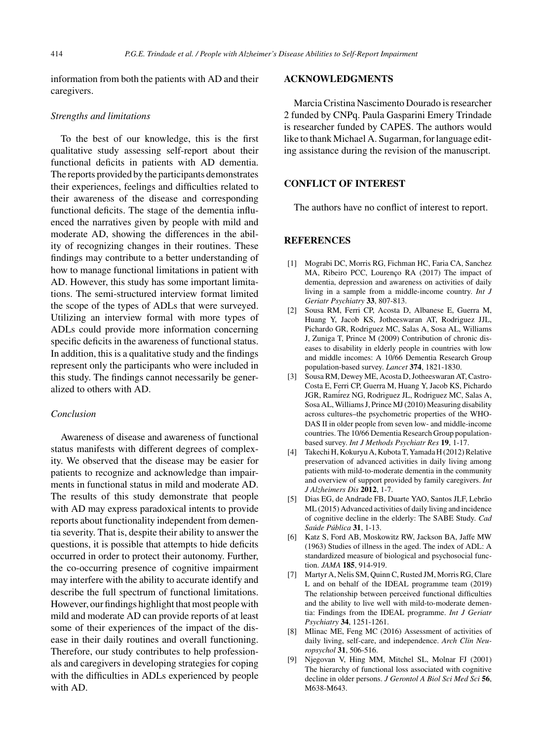information from both the patients with AD and their caregivers.

### *Strengths and limitations*

To the best of our knowledge, this is the first qualitative study assessing self-report about their functional deficits in patients with AD dementia. The reports provided by the participants demonstrates their experiences, feelings and difficulties related to their awareness of the disease and corresponding functional deficits. The stage of the dementia influenced the narratives given by people with mild and moderate AD, showing the differences in the ability of recognizing changes in their routines. These findings may contribute to a better understanding of how to manage functional limitations in patient with AD. However, this study has some important limitations. The semi-structured interview format limited the scope of the types of ADLs that were surveyed. Utilizing an interview formal with more types of ADLs could provide more information concerning specific deficits in the awareness of functional status. In addition, this is a qualitative study and the findings represent only the participants who were included in this study. The findings cannot necessarily be generalized to others with AD.

### *Conclusion*

Awareness of disease and awareness of functional status manifests with different degrees of complexity. We observed that the disease may be easier for patients to recognize and acknowledge than impairments in functional status in mild and moderate AD. The results of this study demonstrate that people with AD may express paradoxical intents to provide reports about functionality independent from dementia severity. That is, despite their ability to answer the questions, it is possible that attempts to hide deficits occurred in order to protect their autonomy. Further, the co-occurring presence of cognitive impairment may interfere with the ability to accurate identify and describe the full spectrum of functional limitations. However, our findings highlight that most people with mild and moderate AD can provide reports of at least some of their experiences of the impact of the disease in their daily routines and overall functioning. Therefore, our study contributes to help professionals and caregivers in developing strategies for coping with the difficulties in ADLs experienced by people with AD.

## ACKNOWLEDGMENTS

Marcia Cristina Nascimento Dourado is researcher 2 funded by CNPq. Paula Gasparini Emery Trindade is researcher funded by CAPES. The authors would like to thank Michael A. Sugarman, for language editing assistance during the revision of the manuscript.

## CONFLICT OF INTEREST

The authors have no conflict of interest to report.

## REFERENCES

[1] Mograbi DC, Morris RG, Fichman HC, Faria CA, Sanchez MA, Ribeiro PCC, Lourenço RA (2017) The impact of dementia, depression and awareness on activities of daily living in a sample from a middle-income country. *Int J Geriatr Psychiatry* **33**, 807-813.

[2] Sousa RM, Ferri CP, Acosta D, Albanese E, Guerra M, Huang Y, Jacob KS, Jotheeswaran AT, Rodriguez JJL, Pichardo GR, Rodriguez MC, Salas A, Sosa AL, Williams J, Zuniga T, Prince M (2009) Contribution of chronic diseases to disability in elderly people in countries with low and middle incomes: A 10/66 Dementia Research Group population-based survey. *Lancet* **374**, 1821-1830.

[3] Sousa RM, Dewey ME, Acosta D, Jotheeswaran AT, Castro-Costa E, Ferri CP, Guerra M, Huang Y, Jacob KS, Pichardo JGR, Ramírez NG, Rodriguez JL, Rodriguez MC, Salas A, Sosa AL, Williams J, Prince MJ (2010) Measuring disability across cultures–the psychometric properties of the WHO-DAS II in older people from seven low- and middle-income countries. The 10/66 Dementia Research Group population-based survey. *Int J Methods Psychiatr Res* **19**, 1-17.

[4] Takechi H, Kokuryu A, Kubota T, Yamada H (2012) Relative preservation of advanced activities in daily living among patients with mild-to-moderate dementia in the community and overview of support provided by family caregivers. *Int J Alzheimers Dis* **2012**, 1-7.

[5] Dias EG, de Andrade FB, Duarte YAO, Santos JLF, Lebrão ML (2015) Advanced activities of daily living and incidence of cognitive decline in the elderly: The SABE Study. *Cad Saúde Pública* **31**, 1-13.

[6] Katz S, Ford AB, Moskowitz RW, Jackson BA, Jaffe MW (1963) Studies of illness in the aged. The index of ADL: A standardized measure of biological and psychosocial function. *JAMA* **185**, 914-919.

[7] Martyr A, Nelis SM, Quinn C, Rusted JM, Morris RG, Clare L and on behalf of the IDEAL programme team (2019) The relationship between perceived functional difficulties and the ability to live well with mild-to-moderate dementia: Findings from the IDEAL programme. *Int J Geriatr Psychiatry* **34**, 1251-1261.

[8] Mlinac ME, Feng MC (2016) Assessment of activities of daily living, self-care, and independence. *Arch Clin Neuropsychol* **31**, 506-516.

[9] Njegovan V, Hing MM, Mitchel SL, Molnar FJ (2001) The hierarchy of functional loss associated with cognitive decline in older persons. *J Gerontol A Biol Sci Med Sci* **56**, M638-M643.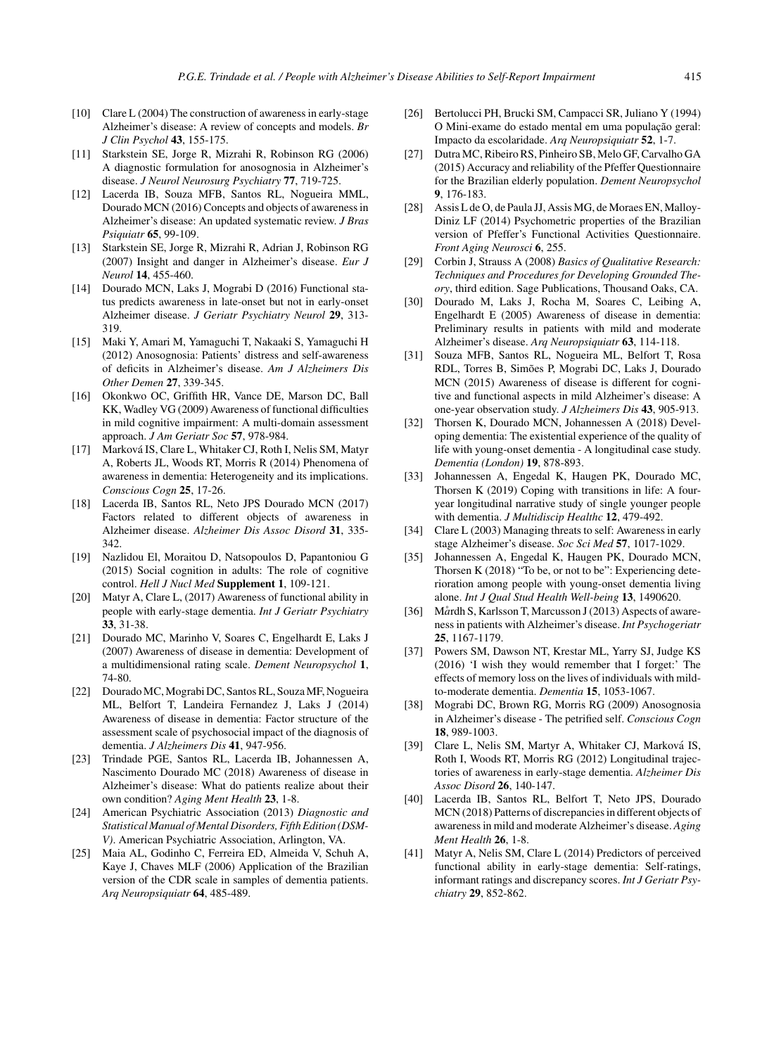[10] Clare L (2004) The construction of awareness in early-stage Alzheimer's disease: A review of concepts and models. *Br J Clin Psychol* **43**, 155-175.

[11] Starkstein SE, Jorge R, Mizrahi R, Robinson RG (2006) A diagnostic formulation for anosognosia in Alzheimer's disease. *J Neurol Neurosurg Psychiatry* **77**, 719-725.

[12] Lacerda IB, Souza MFB, Santos RL, Nogueira MML, Dourado MCN (2016) Concepts and objects of awareness in Alzheimer's disease: An updated systematic review. *J Bras Psiquiatr* **65**, 99-109.

[13] Starkstein SE, Jorge R, Mizrahi R, Adrian J, Robinson RG (2007) Insight and danger in Alzheimer's disease. *Eur J Neurol* **14**, 455-460.

[14] Dourado MCN, Laks J, Mograbi D (2016) Functional status predicts awareness in late-onset but not in early-onset Alzheimer disease. *J Geriatr Psychiatry Neurol* **29**, 313-319.

[15] Maki Y, Amari M, Yamaguchi T, Nakaaki S, Yamaguchi H (2012) Anosognosia: Patients' distress and self-awareness of deficits in Alzheimer's disease. *Am J Alzheimers Dis Other Demen* **27**, 339-345.

[16] Okonkwo OC, Griffith HR, Vance DE, Marson DC, Ball KK, Wadley VG (2009) Awareness of functional difficulties in mild cognitive impairment: A multi-domain assessment approach. *J Am Geriatr Soc* **57**, 978-984.

[17] Marková IS, Clare L, Whitaker CJ, Roth I, Nelis SM, Matyr A, Roberts JL, Woods RT, Morris R (2014) Phenomena of awareness in dementia: Heterogeneity and its implications. *Conscious Cogn* **25**, 17-26.

[18] Lacerda IB, Santos RL, Neto JPS Dourado MCN (2017) Factors related to different objects of awareness in Alzheimer disease. *Alzheimer Dis Assoc Disord* **31**, 335-342.

[19] Nazlidou El, Moraitou D, Natsopoulos D, Papantoniou G (2015) Social cognition in adults: The role of cognitive control. *Hell J Nucl Med* **Supplement 1**, 109-121.

[20] Matyr A, Clare L, (2017) Awareness of functional ability in people with early-stage dementia. *Int J Geriatr Psychiatry* **33**, 31-38.

[21] Dourado MC, Marinho V, Soares C, Engelhardt E, Laks J (2007) Awareness of disease in dementia: Development of a multidimensional rating scale. *Dement Neuropsychol* **1**, 74-80.

[22] Dourado MC, Mograbi DC, Santos RL, Souza MF, Nogueira ML, Belfort T, Landeira Fernandez J, Laks J (2014) Awareness of disease in dementia: Factor structure of the assessment scale of psychosocial impact of the diagnosis of dementia. *J Alzheimers Dis* **41**, 947-956.

[23] Trindade PGE, Santos RL, Lacerda IB, Johannessen A, Nascimento Dourado MC (2018) Awareness of disease in Alzheimer's disease: What do patients realize about their own condition? *Aging Ment Health* **23**, 1-8.

[24] American Psychiatric Association (2013) *Diagnostic and Statistical Manual of Mental Disorders, Fifth Edition (DSM-V)*. American Psychiatric Association, Arlington, VA.

[25] Maia AL, Godinho C, Ferreira ED, Almeida V, Schuh A, Kaye J, Chaves MLF (2006) Application of the Brazilian version of the CDR scale in samples of dementia patients. *Arq Neuropsiquiatr* **64**, 485-489.

[26] Bertolucci PH, Brucki SM, Campacci SR, Juliano Y (1994) O Mini-exame do estado mental em uma população geral: Impacto da escolaridade. *Arq Neuropsiquiatr* **52**, 1-7.

[27] Dutra MC, Ribeiro RS, Pinheiro SB, Melo GF, Carvalho GA (2015) Accuracy and reliability of the Pfeffer Questionnaire for the Brazilian elderly population. *Dement Neuropsychol* **9**, 176-183.

[28] Assis L de O, de Paula JJ, Assis MG, de Moraes EN, Malloy-Diniz LF (2014) Psychometric properties of the Brazilian version of Pfeffer's Functional Activities Questionnaire. *Front Aging Neurosci* **6**, 255.

[29] Corbin J, Strauss A (2008) *Basics of Qualitative Research: Techniques and Procedures for Developing Grounded Theory*, third edition. Sage Publications, Thousand Oaks, CA.

[30] Dourado M, Laks J, Rocha M, Soares C, Leibing A, Engelhardt E (2005) Awareness of disease in dementia: Preliminary results in patients with mild and moderate Alzheimer's disease. *Arq Neuropsiquiatr* **63**, 114-118.

[31] Souza MFB, Santos RL, Nogueira ML, Belfort T, Rosa RDL, Torres B, Simões P, Mograbi DC, Laks J, Dourado MCN (2015) Awareness of disease is different for cognitive and functional aspects in mild Alzheimer's disease: A one-year observation study. *J Alzheimers Dis* **43**, 905-913.

[32] Thorsen K, Dourado MCN, Johannessen A (2018) Developing dementia: The existential experience of the quality of life with young-onset dementia - A longitudinal case study. *Dementia (London)* **19**, 878-893.

[33] Johannessen A, Engedal K, Haugen PK, Dourado MC, Thorsen K (2019) Coping with transitions in life: A four-year longitudinal narrative study of single younger people with dementia. *J Multidiscip Healthc* **12**, 479-492.

[34] Clare L (2003) Managing threats to self: Awareness in early stage Alzheimer's disease. *Soc Sci Med* **57**, 1017-1029.

[35] Johannessen A, Engedal K, Haugen PK, Dourado MCN, Thorsen K (2018) "To be, or not to be": Experiencing deterioration among people with young-onset dementia living alone. *Int J Qual Stud Health Well-being* **13**, 1490620.

[36] Mårdh S, Karlsson T, Marcusson J (2013) Aspects of awareness in patients with Alzheimer's disease. *Int Psychogeriatr* **25**, 1167-1179.

[37] Powers SM, Dawson NT, Krestar ML, Yarry SJ, Judge KS (2016) 'I wish they would remember that I forget:' The effects of memory loss on the lives of individuals with mild-to-moderate dementia. *Dementia* **15**, 1053-1067.

[38] Mograbi DC, Brown RG, Morris RG (2009) Anosognosia in Alzheimer's disease - The petrified self. *Conscious Cogn* **18**, 989-1003.

[39] Clare L, Nelis SM, Martyr A, Whitaker CJ, Marková IS, Roth I, Woods RT, Morris RG (2012) Longitudinal trajectories of awareness in early-stage dementia. *Alzheimer Dis Assoc Disord* **26**, 140-147.

[40] Lacerda IB, Santos RL, Belfort T, Neto JPS, Dourado MCN (2018) Patterns of discrepancies in different objects of awareness in mild and moderate Alzheimer's disease. *Aging Ment Health* **26**, 1-8.

[41] Matyr A, Nelis SM, Clare L (2014) Predictors of perceived functional ability in early-stage dementia: Self-ratings, informant ratings and discrepancy scores. *Int J Geriatr Psychiatry* **29**, 852-862.